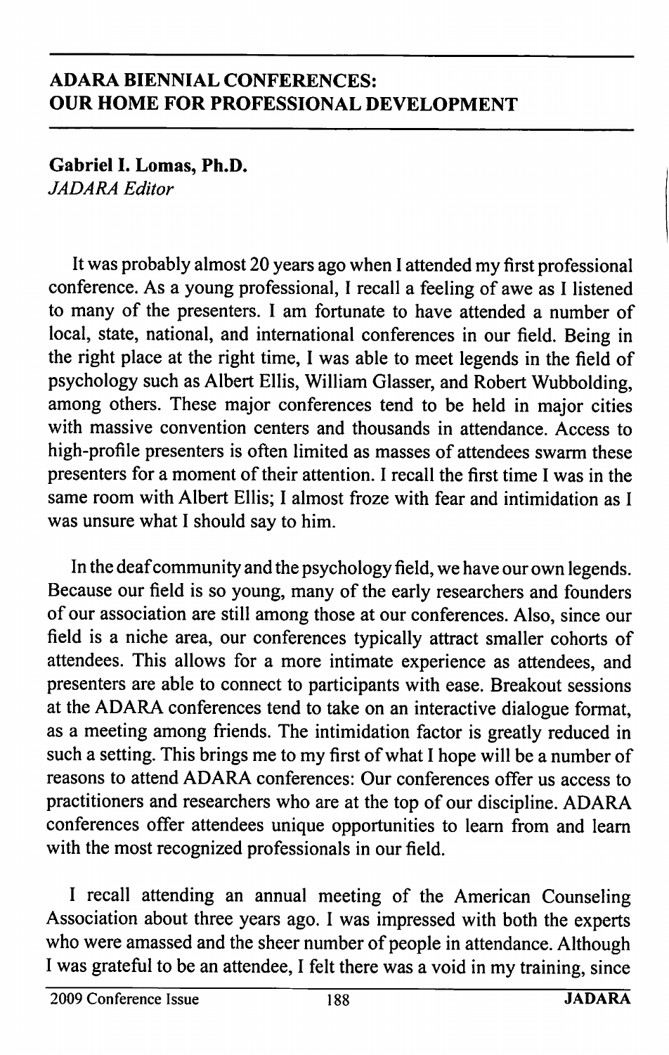## ADARA BIENNIAL CONFERENCES: OUR HOME FOR PROFESSIONAL DEVELOPMENT

**Gabriel I. Lomas, Ph.D.**
*JADARA Editor*

It was probably almost 20 years ago when I attended my first professional conference. As a young professional, I recall a feeling of awe as I listened to many of the presenters. I am fortunate to have attended a number of local, state, national, and international conferences in our field. Being in the right place at the right time, I was able to meet legends in the field of psychology such as Albert Ellis, William Glasser, and Robert Wubbolding, among others. These major conferences tend to be held in major cities with massive convention centers and thousands in attendance. Access to high-profile presenters is often limited as masses of attendees swarm these presenters for a moment of their attention. I recall the first time I was in the same room with Albert Ellis; I almost froze with fear and intimidation as I was unsure what I should say to him.

In the deaf community and the psychology field, we have our own legends. Because our field is so young, many of the early researchers and founders of our association are still among those at our conferences. Also, since our field is a niche area, our conferences typically attract smaller cohorts of attendees. This allows for a more intimate experience as attendees, and presenters are able to connect to participants with ease. Breakout sessions at the ADARA conferences tend to take on an interactive dialogue format, as a meeting among friends. The intimidation factor is greatly reduced in such a setting. This brings me to my first of what I hope will be a number of reasons to attend ADARA conferences: Our conferences offer us access to practitioners and researchers who are at the top of our discipline. ADARA conferences offer attendees unique opportunities to learn from and learn with the most recognized professionals in our field.

I recall attending an annual meeting of the American Counseling Association about three years ago. I was impressed with both the experts who were amassed and the sheer number of people in attendance. Although I was grateful to be an attendee, I felt there was a void in my training, since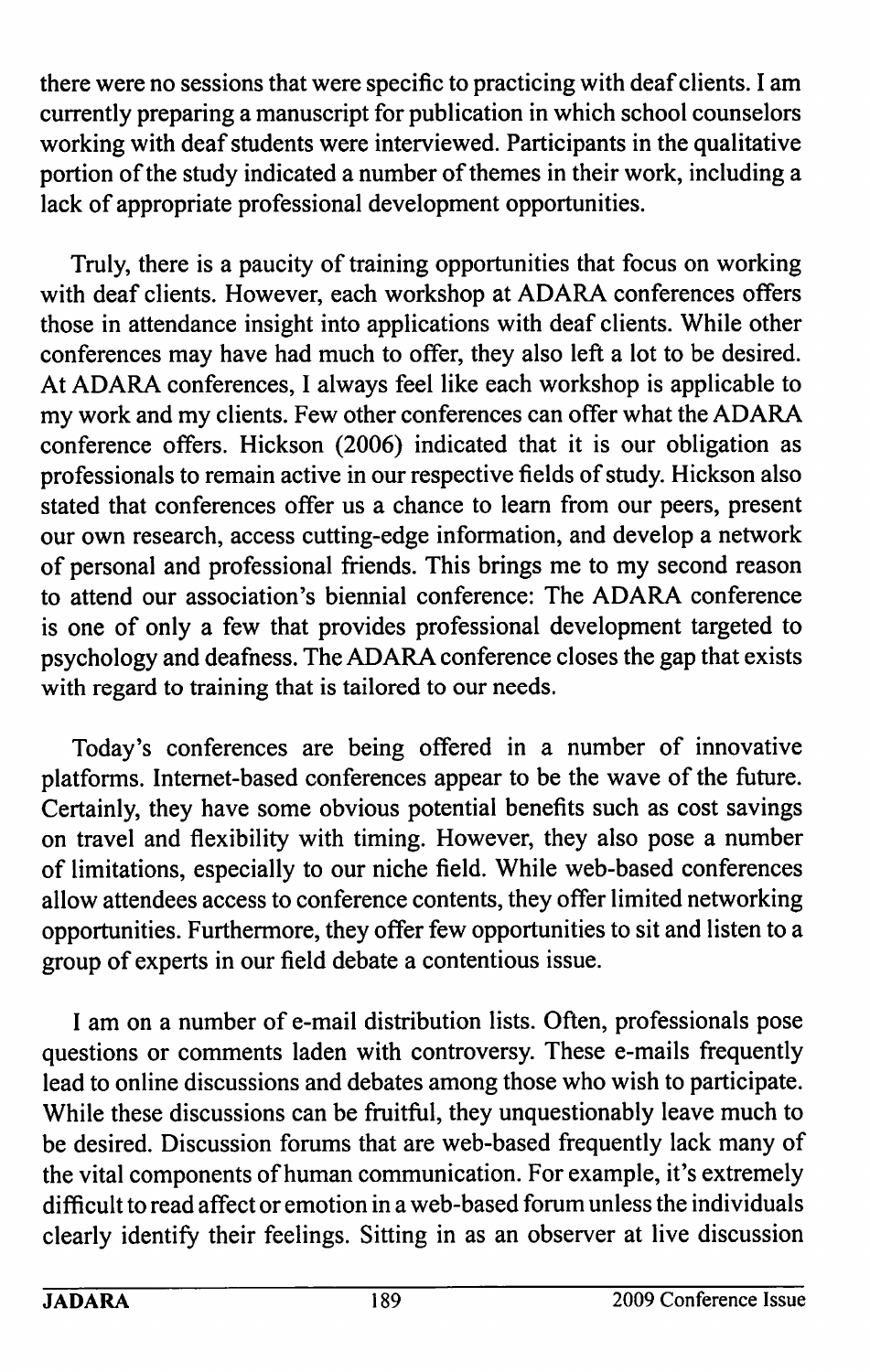there were no sessions that were specific to practicing with deaf clients. I am currently preparing a manuscript for publication in which school counselors working with deaf students were interviewed. Participants in the qualitative portion of the study indicated a number of themes in their work, including a lack of appropriate professional development opportunities.

Truly, there is a paucity of training opportunities that focus on working with deaf clients. However, each workshop at ADARA conferences offers those in attendance insight into applications with deaf clients. While other conferences may have had much to offer, they also left a lot to be desired. At ADARA conferences, I always feel like each workshop is applicable to my work and my clients. Few other conferences can offer what the ADARA conference offers. Hickson (2006) indicated that it is our obligation as professionals to remain active in our respective fields of study. Hickson also stated that conferences offer us a chance to learn from our peers, present our own research, access cutting-edge information, and develop a network of personal and professional friends. This brings me to my second reason to attend our association's biennial conference: The ADARA conference is one of only a few that provides professional development targeted to psychology and deafness. The ADARA conference closes the gap that exists with regard to training that is tailored to our needs.

Today's conferences are being offered in a number of innovative platforms. Internet-based conferences appear to be the wave of the future. Certainly, they have some obvious potential benefits such as cost savings on travel and flexibility with timing. However, they also pose a number of limitations, especially to our niche field. While web-based conferences allow attendees access to conference contents, they offer limited networking opportunities. Furthermore, they offer few opportunities to sit and listen to a group of experts in our field debate a contentious issue.

I am on a number of e-mail distribution lists. Often, professionals pose questions or comments laden with controversy. These e-mails frequently lead to online discussions and debates among those who wish to participate. While these discussions can be fruitful, they unquestionably leave much to be desired. Discussion forums that are web-based frequently lack many of the vital components of human communication. For example, it's extremely difficult to read affect or emotion in a web-based forum unless the individuals clearly identify their feelings. Sitting in as an observer at live discussion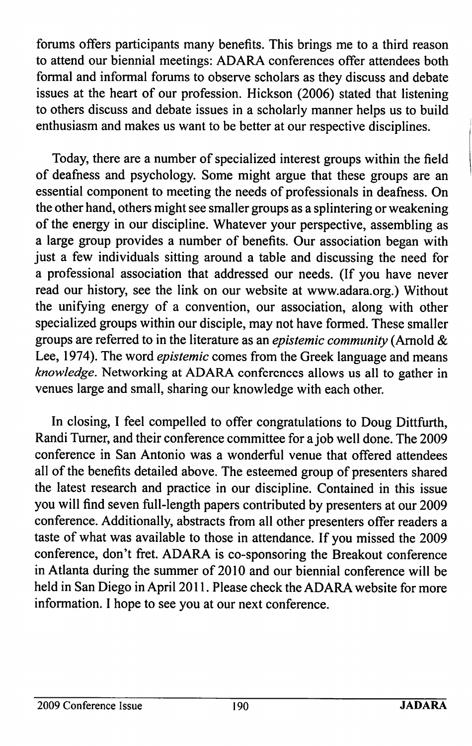forums offers participants many benefits. This brings me to a third reason to attend our biennial meetings: ADARA conferences offer attendees both formal and informal forums to observe scholars as they discuss and debate issues at the heart of our profession. Hickson (2006) stated that listening to others discuss and debate issues in a scholarly manner helps us to build enthusiasm and makes us want to be better at our respective disciplines.

Today, there are a number of specialized interest groups within the field of deafness and psychology. Some might argue that these groups are an essential component to meeting the needs of professionals in deafness. On the other hand, others might see smaller groups as a splintering or weakening of the energy in our discipline. Whatever your perspective, assembling as a large group provides a number of benefits. Our association began with just a few individuals sitting around a table and discussing the need for a professional association that addressed our needs. (If you have never read our history, see the link on our website at www.adara.org.) Without the unifying energy of a convention, our association, along with other specialized groups within our disciple, may not have formed. These smaller groups are referred to in the literature as an *epistemic community* (Arnold & Lee, 1974). The word *epistemic* comes from the Greek language and means *knowledge*. Networking at ADARA conferences allows us all to gather in venues large and small, sharing our knowledge with each other.

In closing, I feel compelled to offer congratulations to Doug Dittfurth, Randi Turner, and their conference committee for a job well done. The 2009 conference in San Antonio was a wonderful venue that offered attendees all of the benefits detailed above. The esteemed group of presenters shared the latest research and practice in our discipline. Contained in this issue you will find seven full-length papers contributed by presenters at our 2009 conference. Additionally, abstracts from all other presenters offer readers a taste of what was available to those in attendance. If you missed the 2009 conference, don't fret. ADARA is co-sponsoring the Breakout conference in Atlanta during the summer of 2010 and our biennial conference will be held in San Diego in April 2011. Please check the ADARA website for more information. I hope to see you at our next conference.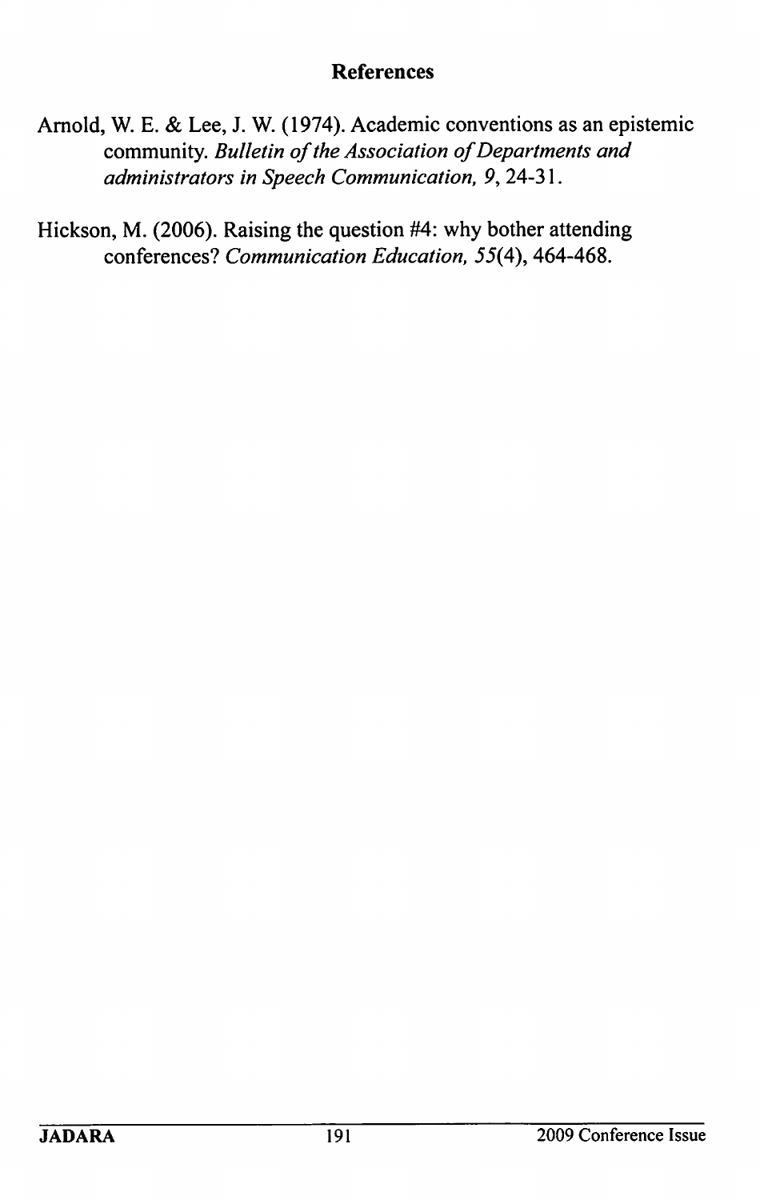## References

Arnold, W. E. & Lee, J. W. (1974). Academic conventions as an epistemic community. *Bulletin of the Association of Departments and administrators in Speech Communication, 9*, 24-31.

Hickson, M. (2006). Raising the question #4: why bother attending conferences? *Communication Education, 55*(4), 464-468.